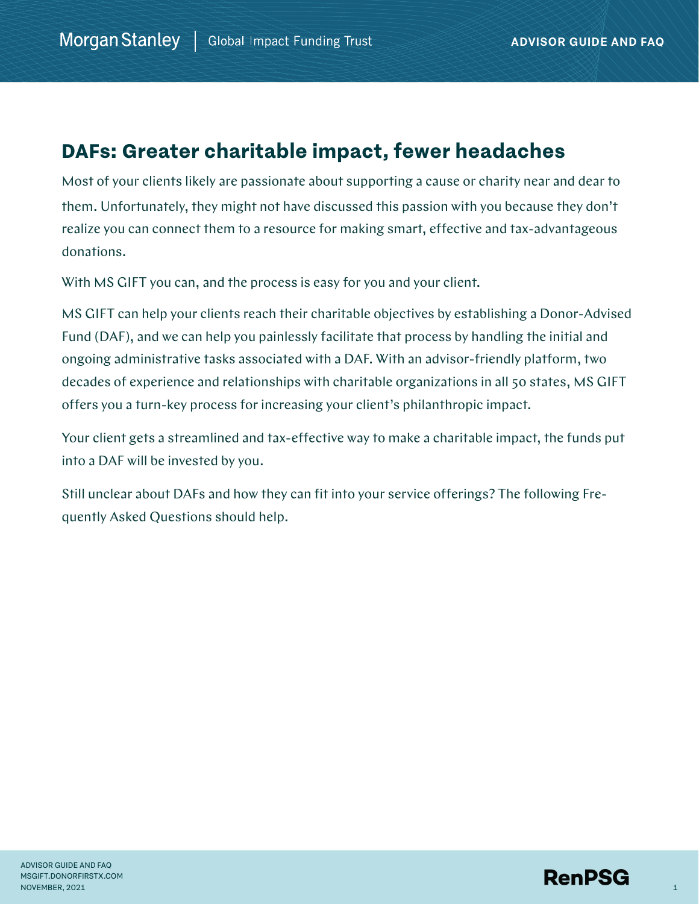# DAFs: Greater charitable impact, fewer headaches

Most of your clients likely are passionate about supporting a cause or charity near and dear to them. Unfortunately, they might not have discussed this passion with you because they don't realize you can connect them to a resource for making smart, effective and tax-advantageous donations.

With MS GIFT you can, and the process is easy for you and your client.

MS GIFT can help your clients reach their charitable objectives by establishing a Donor-Advised Fund (DAF), and we can help you painlessly facilitate that process by handling the initial and ongoing administrative tasks associated with a DAF. With an advisor-friendly platform, two decades of experience and relationships with charitable organizations in all 50 states, MS GIFT offers you a turn-key process for increasing your client's philanthropic impact.

Your client gets a streamlined and tax-effective way to make a charitable impact, the funds put into a DAF will be invested by you.

Still unclear about DAFs and how they can fit into your service offerings? The following Frequently Asked Questions should help.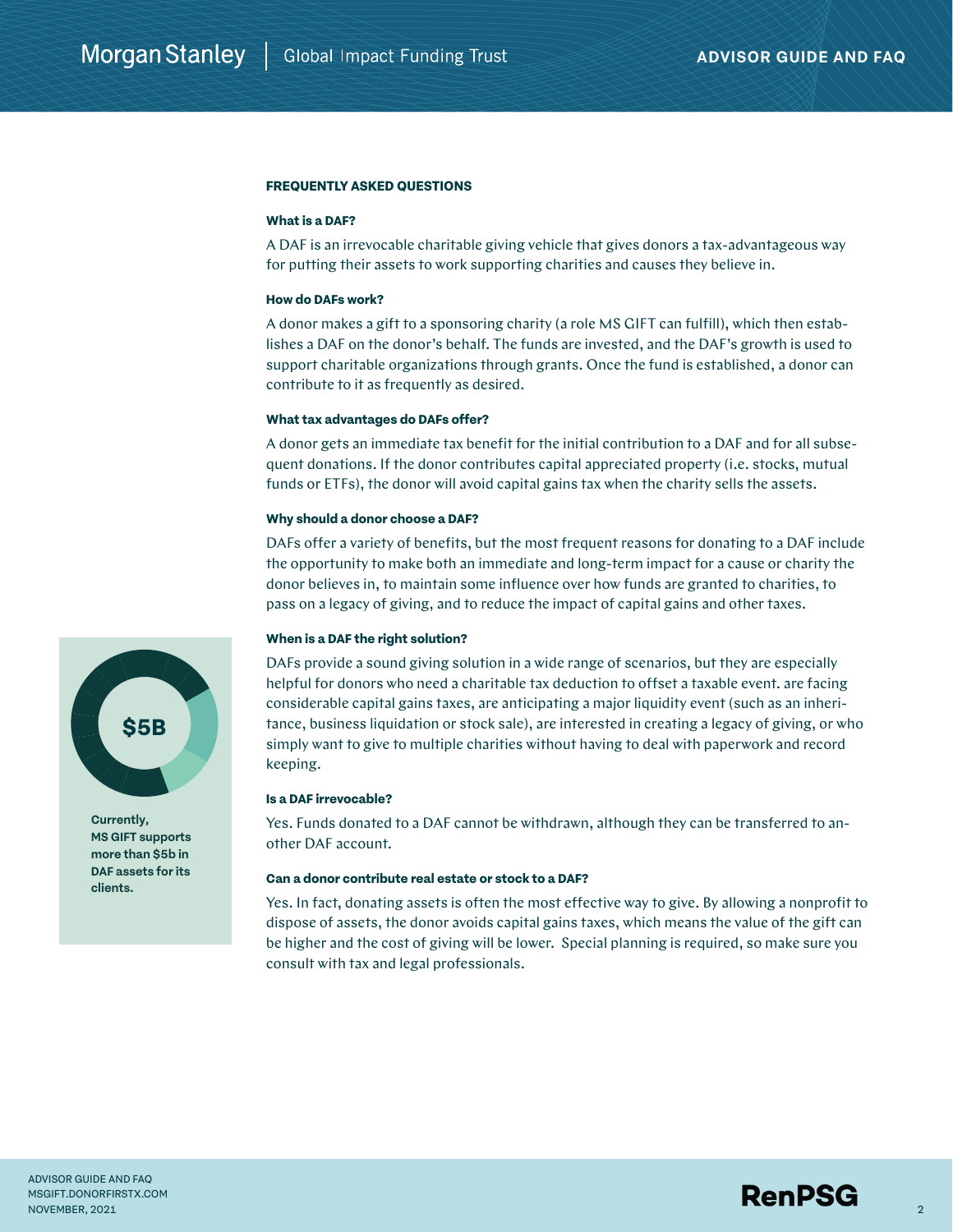## FREQUENTLY ASKED QUESTIONS

### What is a DAF?

A DAF is an irrevocable charitable giving vehicle that gives donors a tax-advantageous way for putting their assets to work supporting charities and causes they believe in.

### How do DAFs work?

A donor makes a gift to a sponsoring charity (a role MS GIFT can fulfill), which then establishes a DAF on the donor's behalf. The funds are invested, and the DAF's growth is used to support charitable organizations through grants. Once the fund is established, a donor can contribute to it as frequently as desired.

### What tax advantages do DAFs offer?

A donor gets an immediate tax benefit for the initial contribution to a DAF and for all subsequent donations. If the donor contributes capital appreciated property (i.e. stocks, mutual funds or ETFs), the donor will avoid capital gains tax when the charity sells the assets.

### Why should a donor choose a DAF?

DAFs offer a variety of benefits, but the most frequent reasons for donating to a DAF include the opportunity to make both an immediate and long-term impact for a cause or charity the donor believes in, to maintain some influence over how funds are granted to charities, to pass on a legacy of giving, and to reduce the impact of capital gains and other taxes.

### When is a DAF the right solution?

DAFs provide a sound giving solution in a wide range of scenarios, but they are especially helpful for donors who need a charitable tax deduction to offset a taxable event. are facing considerable capital gains taxes, are anticipating a major liquidity event (such as an inheritance, business liquidation or stock sale), are interested in creating a legacy of giving, or who simply want to give to multiple charities without having to deal with paperwork and record keeping.

### Is a DAF irrevocable?

Yes. Funds donated to a DAF cannot be withdrawn, although they can be transferred to another DAF account.

### Can a donor contribute real estate or stock to a DAF?

Yes. In fact, donating assets is often the most effective way to give. By allowing a nonprofit to dispose of assets, the donor avoids capital gains taxes, which means the value of the gift can be higher and the cost of giving will be lower. Special planning is required, so make sure you consult with tax and legal professionals.

**$5B**

**Currently, MS GIFT supports more than $5b in DAF assets for its clients.**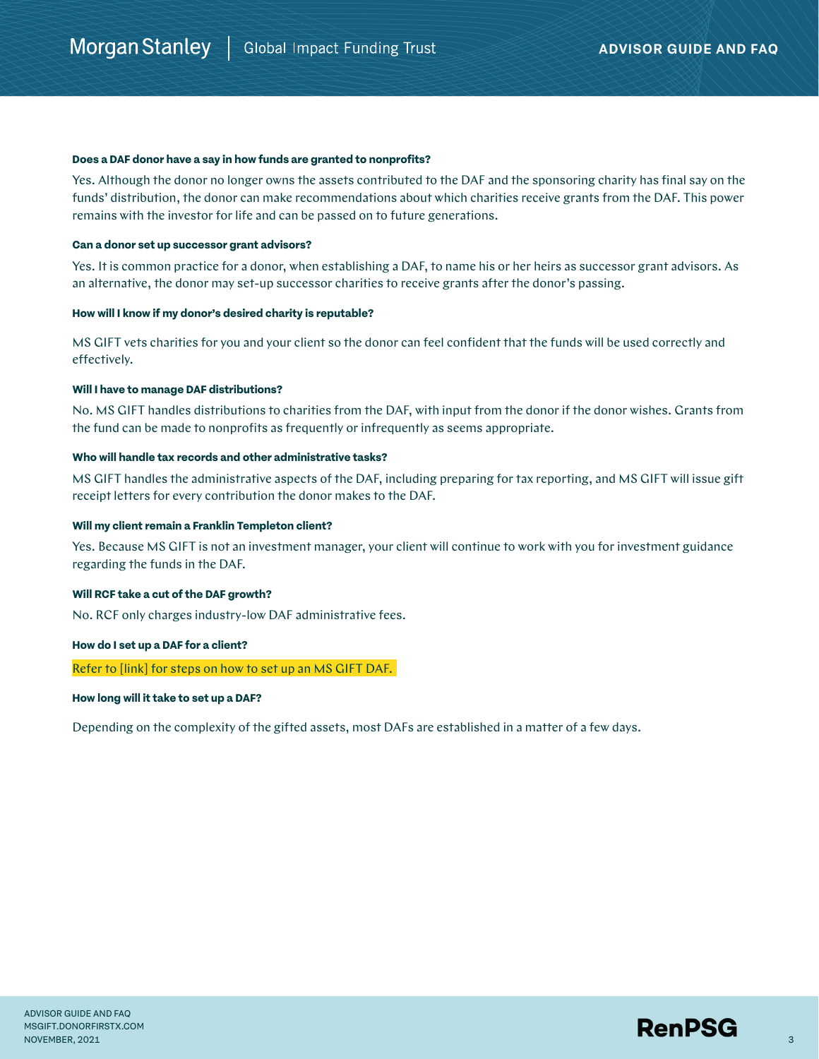**Does a DAF donor have a say in how funds are granted to nonprofits?**

Yes. Although the donor no longer owns the assets contributed to the DAF and the sponsoring charity has final say on the funds' distribution, the donor can make recommendations about which charities receive grants from the DAF. This power remains with the investor for life and can be passed on to future generations.

**Can a donor set up successor grant advisors?**

Yes. It is common practice for a donor, when establishing a DAF, to name his or her heirs as successor grant advisors. As an alternative, the donor may set-up successor charities to receive grants after the donor's passing.

**How will I know if my donor's desired charity is reputable?**

MS GIFT vets charities for you and your client so the donor can feel confident that the funds will be used correctly and effectively.

**Will I have to manage DAF distributions?**

No. MS GIFT handles distributions to charities from the DAF, with input from the donor if the donor wishes. Grants from the fund can be made to nonprofits as frequently or infrequently as seems appropriate.

**Who will handle tax records and other administrative tasks?**

MS GIFT handles the administrative aspects of the DAF, including preparing for tax reporting, and MS GIFT will issue gift receipt letters for every contribution the donor makes to the DAF.

**Will my client remain a Franklin Templeton client?**

Yes. Because MS GIFT is not an investment manager, your client will continue to work with you for investment guidance regarding the funds in the DAF.

**Will RCF take a cut of the DAF growth?**

No. RCF only charges industry-low DAF administrative fees.

**How do I set up a DAF for a client?**

Refer to [link] for steps on how to set up an MS GIFT DAF.

**How long will it take to set up a DAF?**

Depending on the complexity of the gifted assets, most DAFs are established in a matter of a few days.